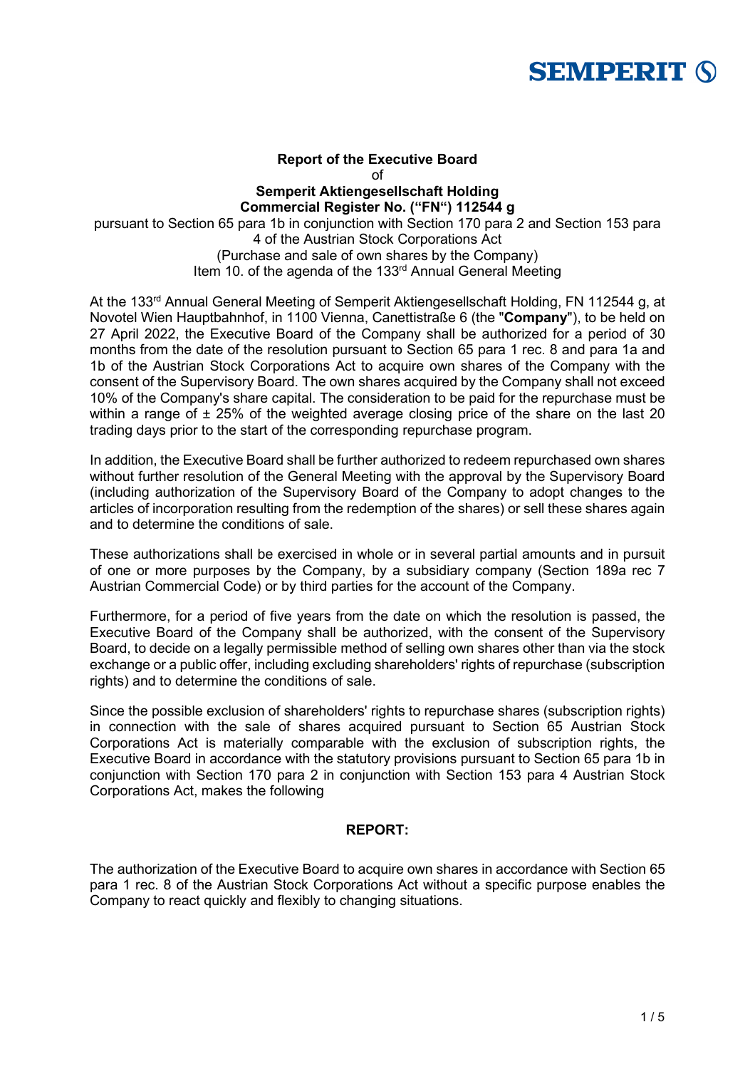**Report of the Executive Board**
of
**Semperit Aktiengesellschaft Holding**
**Commercial Register No. ("FN") 112544 g**
pursuant to Section 65 para 1b in conjunction with Section 170 para 2 and Section 153 para 4 of the Austrian Stock Corporations Act
(Purchase and sale of own shares by the Company)
Item 10. of the agenda of the 133rd Annual General Meeting

At the 133rd Annual General Meeting of Semperit Aktiengesellschaft Holding, FN 112544 g, at Novotel Wien Hauptbahnhof, in 1100 Vienna, Canettistraße 6 (the "**Company**"), to be held on 27 April 2022, the Executive Board of the Company shall be authorized for a period of 30 months from the date of the resolution pursuant to Section 65 para 1 rec. 8 and para 1a and 1b of the Austrian Stock Corporations Act to acquire own shares of the Company with the consent of the Supervisory Board. The own shares acquired by the Company shall not exceed 10% of the Company's share capital. The consideration to be paid for the repurchase must be within a range of ± 25% of the weighted average closing price of the share on the last 20 trading days prior to the start of the corresponding repurchase program.

In addition, the Executive Board shall be further authorized to redeem repurchased own shares without further resolution of the General Meeting with the approval by the Supervisory Board (including authorization of the Supervisory Board of the Company to adopt changes to the articles of incorporation resulting from the redemption of the shares) or sell these shares again and to determine the conditions of sale.

These authorizations shall be exercised in whole or in several partial amounts and in pursuit of one or more purposes by the Company, by a subsidiary company (Section 189a rec 7 Austrian Commercial Code) or by third parties for the account of the Company.

Furthermore, for a period of five years from the date on which the resolution is passed, the Executive Board of the Company shall be authorized, with the consent of the Supervisory Board, to decide on a legally permissible method of selling own shares other than via the stock exchange or a public offer, including excluding shareholders' rights of repurchase (subscription rights) and to determine the conditions of sale.

Since the possible exclusion of shareholders' rights to repurchase shares (subscription rights) in connection with the sale of shares acquired pursuant to Section 65 Austrian Stock Corporations Act is materially comparable with the exclusion of subscription rights, the Executive Board in accordance with the statutory provisions pursuant to Section 65 para 1b in conjunction with Section 170 para 2 in conjunction with Section 153 para 4 Austrian Stock Corporations Act, makes the following

**REPORT:**

The authorization of the Executive Board to acquire own shares in accordance with Section 65 para 1 rec. 8 of the Austrian Stock Corporations Act without a specific purpose enables the Company to react quickly and flexibly to changing situations.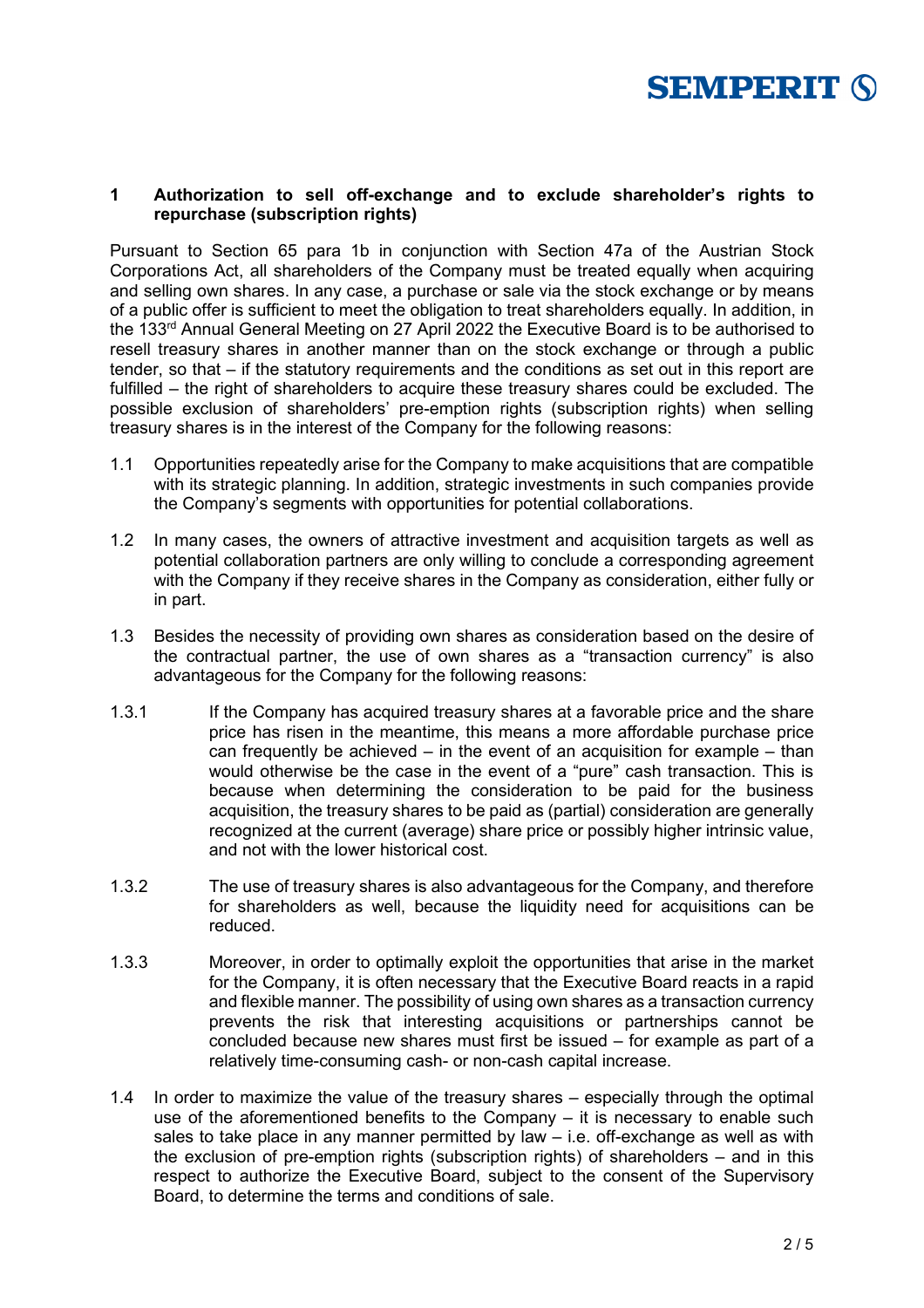## 1 Authorization to sell off-exchange and to exclude shareholder's rights to repurchase (subscription rights)

Pursuant to Section 65 para 1b in conjunction with Section 47a of the Austrian Stock Corporations Act, all shareholders of the Company must be treated equally when acquiring and selling own shares. In any case, a purchase or sale via the stock exchange or by means of a public offer is sufficient to meet the obligation to treat shareholders equally. In addition, in the 133rd Annual General Meeting on 27 April 2022 the Executive Board is to be authorised to resell treasury shares in another manner than on the stock exchange or through a public tender, so that – if the statutory requirements and the conditions as set out in this report are fulfilled – the right of shareholders to acquire these treasury shares could be excluded. The possible exclusion of shareholders' pre-emption rights (subscription rights) when selling treasury shares is in the interest of the Company for the following reasons:

1.1 Opportunities repeatedly arise for the Company to make acquisitions that are compatible with its strategic planning. In addition, strategic investments in such companies provide the Company's segments with opportunities for potential collaborations.

1.2 In many cases, the owners of attractive investment and acquisition targets as well as potential collaboration partners are only willing to conclude a corresponding agreement with the Company if they receive shares in the Company as consideration, either fully or in part.

1.3 Besides the necessity of providing own shares as consideration based on the desire of the contractual partner, the use of own shares as a "transaction currency" is also advantageous for the Company for the following reasons:

1.3.1 If the Company has acquired treasury shares at a favorable price and the share price has risen in the meantime, this means a more affordable purchase price can frequently be achieved – in the event of an acquisition for example – than would otherwise be the case in the event of a "pure" cash transaction. This is because when determining the consideration to be paid for the business acquisition, the treasury shares to be paid as (partial) consideration are generally recognized at the current (average) share price or possibly higher intrinsic value, and not with the lower historical cost.

1.3.2 The use of treasury shares is also advantageous for the Company, and therefore for shareholders as well, because the liquidity need for acquisitions can be reduced.

1.3.3 Moreover, in order to optimally exploit the opportunities that arise in the market for the Company, it is often necessary that the Executive Board reacts in a rapid and flexible manner. The possibility of using own shares as a transaction currency prevents the risk that interesting acquisitions or partnerships cannot be concluded because new shares must first be issued – for example as part of a relatively time-consuming cash- or non-cash capital increase.

1.4 In order to maximize the value of the treasury shares – especially through the optimal use of the aforementioned benefits to the Company – it is necessary to enable such sales to take place in any manner permitted by law – i.e. off-exchange as well as with the exclusion of pre-emption rights (subscription rights) of shareholders – and in this respect to authorize the Executive Board, subject to the consent of the Supervisory Board, to determine the terms and conditions of sale.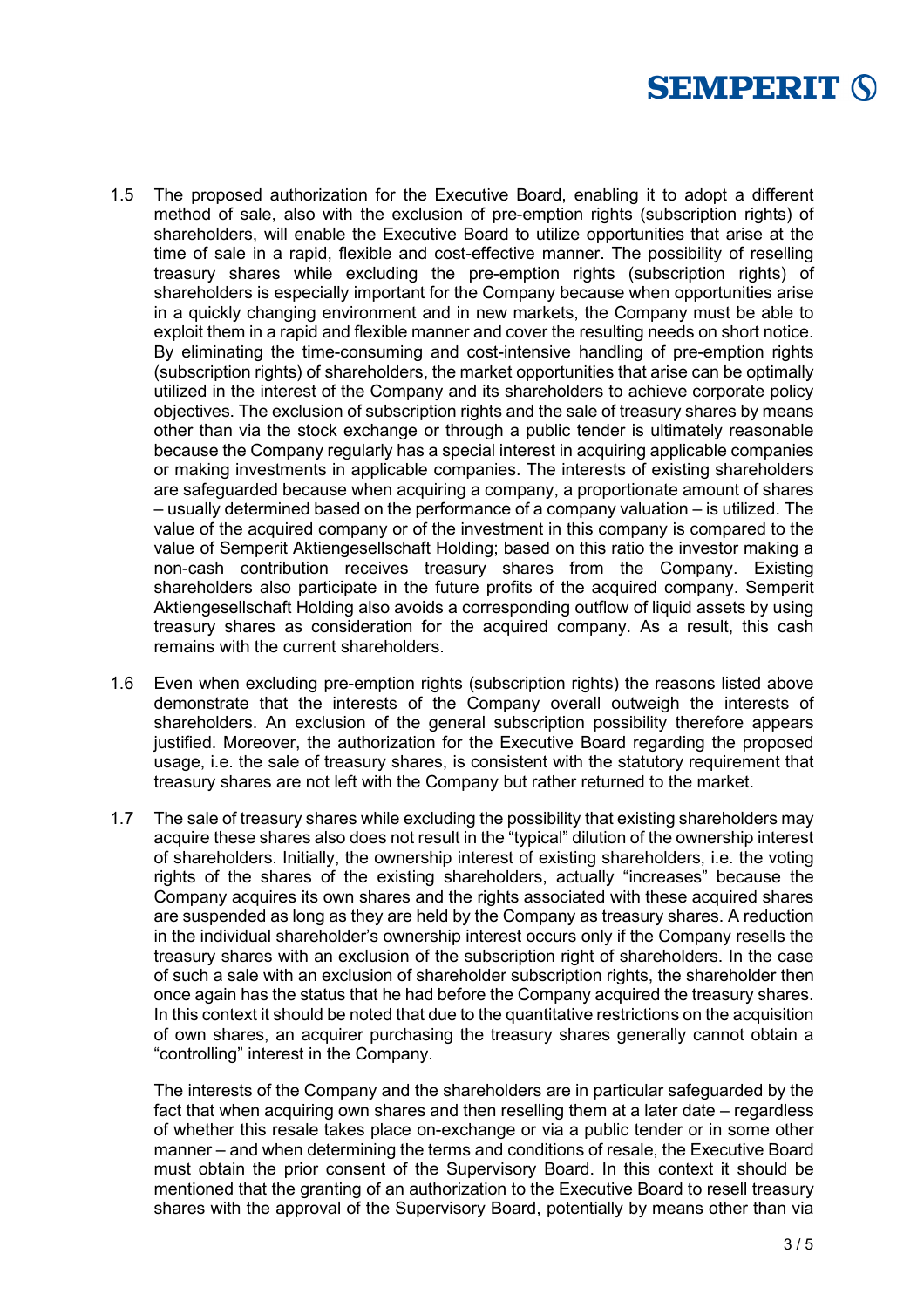1.5 The proposed authorization for the Executive Board, enabling it to adopt a different method of sale, also with the exclusion of pre-emption rights (subscription rights) of shareholders, will enable the Executive Board to utilize opportunities that arise at the time of sale in a rapid, flexible and cost-effective manner. The possibility of reselling treasury shares while excluding the pre-emption rights (subscription rights) of shareholders is especially important for the Company because when opportunities arise in a quickly changing environment and in new markets, the Company must be able to exploit them in a rapid and flexible manner and cover the resulting needs on short notice. By eliminating the time-consuming and cost-intensive handling of pre-emption rights (subscription rights) of shareholders, the market opportunities that arise can be optimally utilized in the interest of the Company and its shareholders to achieve corporate policy objectives. The exclusion of subscription rights and the sale of treasury shares by means other than via the stock exchange or through a public tender is ultimately reasonable because the Company regularly has a special interest in acquiring applicable companies or making investments in applicable companies. The interests of existing shareholders are safeguarded because when acquiring a company, a proportionate amount of shares – usually determined based on the performance of a company valuation – is utilized. The value of the acquired company or of the investment in this company is compared to the value of Semperit Aktiengesellschaft Holding; based on this ratio the investor making a non-cash contribution receives treasury shares from the Company. Existing shareholders also participate in the future profits of the acquired company. Semperit Aktiengesellschaft Holding also avoids a corresponding outflow of liquid assets by using treasury shares as consideration for the acquired company. As a result, this cash remains with the current shareholders.

1.6 Even when excluding pre-emption rights (subscription rights) the reasons listed above demonstrate that the interests of the Company overall outweigh the interests of shareholders. An exclusion of the general subscription possibility therefore appears justified. Moreover, the authorization for the Executive Board regarding the proposed usage, i.e. the sale of treasury shares, is consistent with the statutory requirement that treasury shares are not left with the Company but rather returned to the market.

1.7 The sale of treasury shares while excluding the possibility that existing shareholders may acquire these shares also does not result in the "typical" dilution of the ownership interest of shareholders. Initially, the ownership interest of existing shareholders, i.e. the voting rights of the shares of the existing shareholders, actually "increases" because the Company acquires its own shares and the rights associated with these acquired shares are suspended as long as they are held by the Company as treasury shares. A reduction in the individual shareholder's ownership interest occurs only if the Company resells the treasury shares with an exclusion of the subscription right of shareholders. In the case of such a sale with an exclusion of shareholder subscription rights, the shareholder then once again has the status that he had before the Company acquired the treasury shares. In this context it should be noted that due to the quantitative restrictions on the acquisition of own shares, an acquirer purchasing the treasury shares generally cannot obtain a "controlling" interest in the Company.

The interests of the Company and the shareholders are in particular safeguarded by the fact that when acquiring own shares and then reselling them at a later date – regardless of whether this resale takes place on-exchange or via a public tender or in some other manner – and when determining the terms and conditions of resale, the Executive Board must obtain the prior consent of the Supervisory Board. In this context it should be mentioned that the granting of an authorization to the Executive Board to resell treasury shares with the approval of the Supervisory Board, potentially by means other than via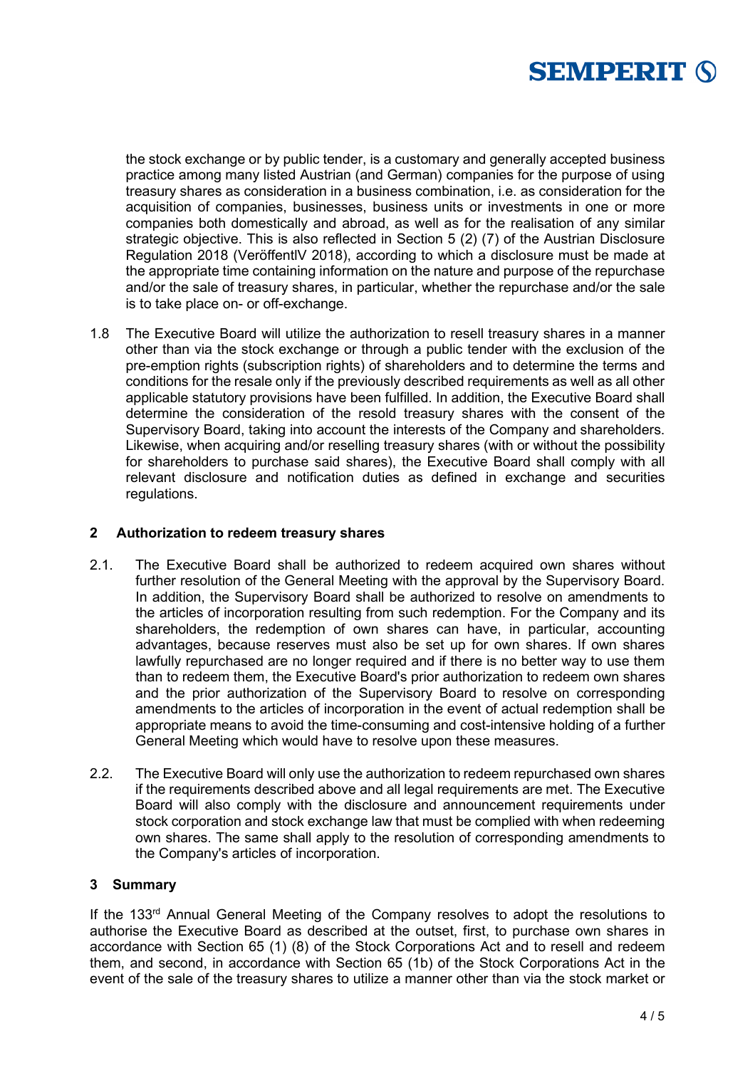the stock exchange or by public tender, is a customary and generally accepted business practice among many listed Austrian (and German) companies for the purpose of using treasury shares as consideration in a business combination, i.e. as consideration for the acquisition of companies, businesses, business units or investments in one or more companies both domestically and abroad, as well as for the realisation of any similar strategic objective. This is also reflected in Section 5 (2) (7) of the Austrian Disclosure Regulation 2018 (VeröffentlV 2018), according to which a disclosure must be made at the appropriate time containing information on the nature and purpose of the repurchase and/or the sale of treasury shares, in particular, whether the repurchase and/or the sale is to take place on- or off-exchange.

1.8 The Executive Board will utilize the authorization to resell treasury shares in a manner other than via the stock exchange or through a public tender with the exclusion of the pre-emption rights (subscription rights) of shareholders and to determine the terms and conditions for the resale only if the previously described requirements as well as all other applicable statutory provisions have been fulfilled. In addition, the Executive Board shall determine the consideration of the resold treasury shares with the consent of the Supervisory Board, taking into account the interests of the Company and shareholders. Likewise, when acquiring and/or reselling treasury shares (with or without the possibility for shareholders to purchase said shares), the Executive Board shall comply with all relevant disclosure and notification duties as defined in exchange and securities regulations.

## 2 Authorization to redeem treasury shares

2.1. The Executive Board shall be authorized to redeem acquired own shares without further resolution of the General Meeting with the approval by the Supervisory Board. In addition, the Supervisory Board shall be authorized to resolve on amendments to the articles of incorporation resulting from such redemption. For the Company and its shareholders, the redemption of own shares can have, in particular, accounting advantages, because reserves must also be set up for own shares. If own shares lawfully repurchased are no longer required and if there is no better way to use them than to redeem them, the Executive Board's prior authorization to redeem own shares and the prior authorization of the Supervisory Board to resolve on corresponding amendments to the articles of incorporation in the event of actual redemption shall be appropriate means to avoid the time-consuming and cost-intensive holding of a further General Meeting which would have to resolve upon these measures.

2.2. The Executive Board will only use the authorization to redeem repurchased own shares if the requirements described above and all legal requirements are met. The Executive Board will also comply with the disclosure and announcement requirements under stock corporation and stock exchange law that must be complied with when redeeming own shares. The same shall apply to the resolution of corresponding amendments to the Company's articles of incorporation.

## 3 Summary

If the 133rd Annual General Meeting of the Company resolves to adopt the resolutions to authorise the Executive Board as described at the outset, first, to purchase own shares in accordance with Section 65 (1) (8) of the Stock Corporations Act and to resell and redeem them, and second, in accordance with Section 65 (1b) of the Stock Corporations Act in the event of the sale of the treasury shares to utilize a manner other than via the stock market or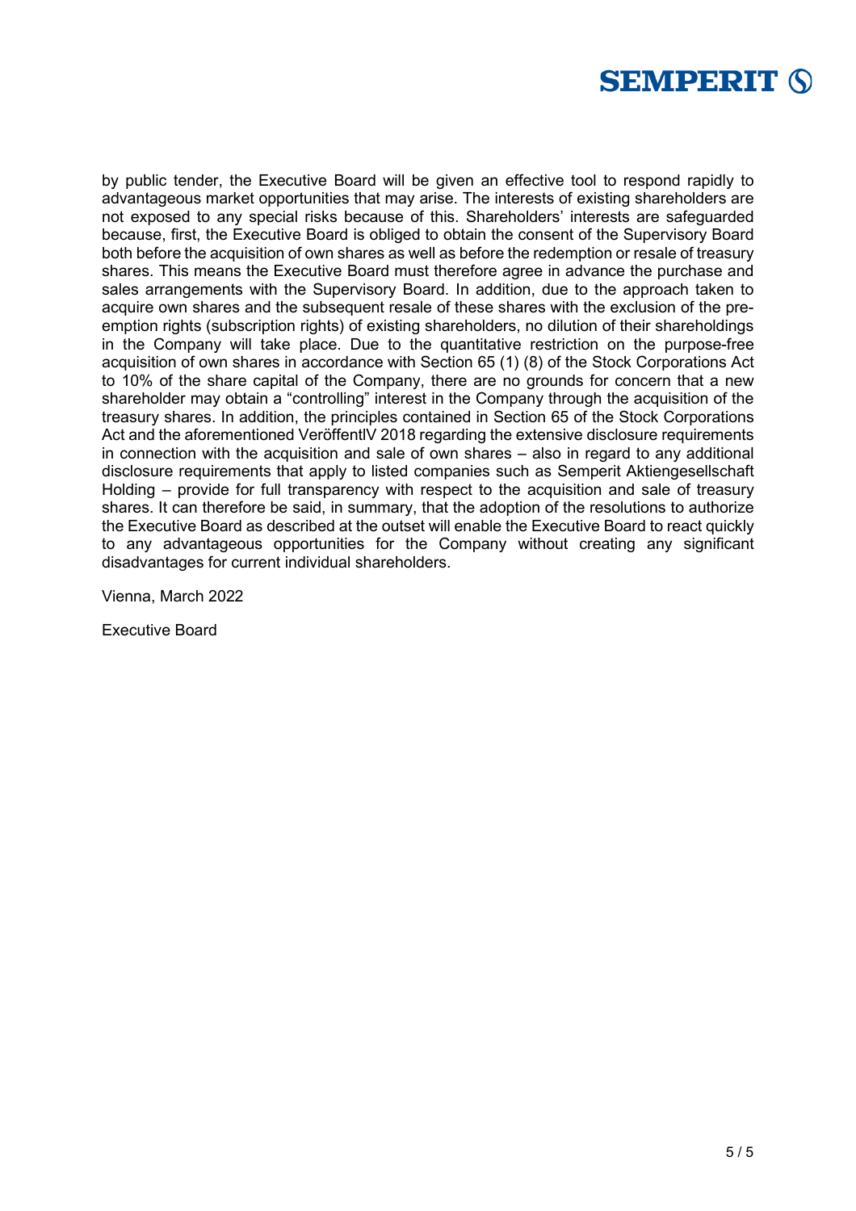by public tender, the Executive Board will be given an effective tool to respond rapidly to advantageous market opportunities that may arise. The interests of existing shareholders are not exposed to any special risks because of this. Shareholders' interests are safeguarded because, first, the Executive Board is obliged to obtain the consent of the Supervisory Board both before the acquisition of own shares as well as before the redemption or resale of treasury shares. This means the Executive Board must therefore agree in advance the purchase and sales arrangements with the Supervisory Board. In addition, due to the approach taken to acquire own shares and the subsequent resale of these shares with the exclusion of the pre-emption rights (subscription rights) of existing shareholders, no dilution of their shareholdings in the Company will take place. Due to the quantitative restriction on the purpose-free acquisition of own shares in accordance with Section 65 (1) (8) of the Stock Corporations Act to 10% of the share capital of the Company, there are no grounds for concern that a new shareholder may obtain a "controlling" interest in the Company through the acquisition of the treasury shares. In addition, the principles contained in Section 65 of the Stock Corporations Act and the aforementioned VeröffentlV 2018 regarding the extensive disclosure requirements in connection with the acquisition and sale of own shares – also in regard to any additional disclosure requirements that apply to listed companies such as Semperit Aktiengesellschaft Holding – provide for full transparency with respect to the acquisition and sale of treasury shares. It can therefore be said, in summary, that the adoption of the resolutions to authorize the Executive Board as described at the outset will enable the Executive Board to react quickly to any advantageous opportunities for the Company without creating any significant disadvantages for current individual shareholders.

Vienna, March 2022

Executive Board